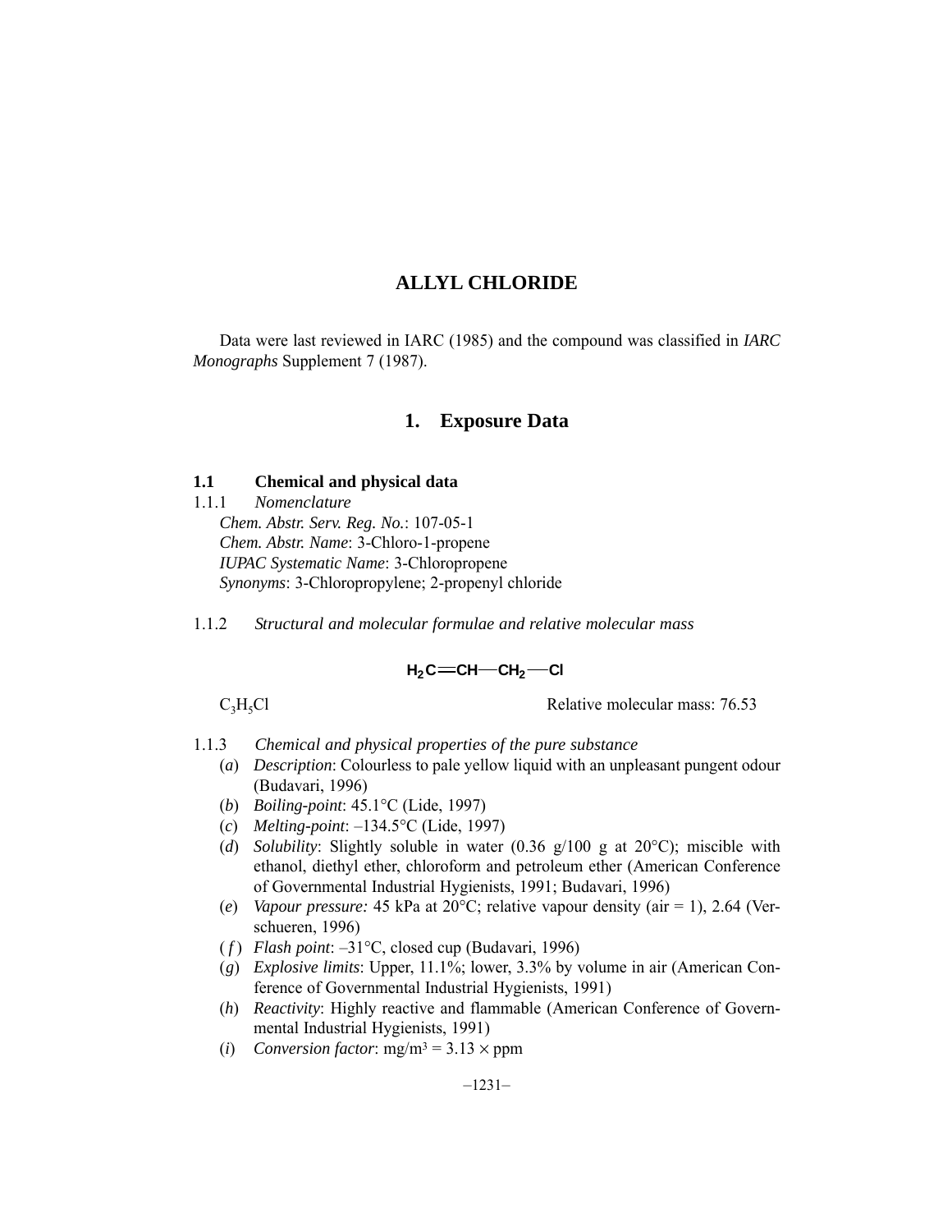# ALLYL CHLORIDE

Data were last reviewed in IARC (1985) and the compound was classified in *IARC Monographs* Supplement 7 (1987).

## 1. Exposure Data

### 1.1 Chemical and physical data

1.1.1 *Nomenclature*

*Chem. Abstr. Serv. Reg. No.*: 107-05-1
*Chem. Abstr. Name*: 3-Chloro-1-propene
*IUPAC Systematic Name*: 3-Chloropropene
*Synonyms*: 3-Chloropropylene; 2-propenyl chloride

1.1.2 *Structural and molecular formulae and relative molecular mass*

$$H_2C{=}CH{-}CH_2{-}Cl$$

$C_3H_5Cl$ Relative molecular mass: 76.53

1.1.3 *Chemical and physical properties of the pure substance*

(*a*) *Description*: Colourless to pale yellow liquid with an unpleasant pungent odour (Budavari, 1996)
(*b*) *Boiling-point*: 45.1°C (Lide, 1997)
(*c*) *Melting-point*: –134.5°C (Lide, 1997)
(*d*) *Solubility*: Slightly soluble in water (0.36 g/100 g at 20°C); miscible with ethanol, diethyl ether, chloroform and petroleum ether (American Conference of Governmental Industrial Hygienists, 1991; Budavari, 1996)
(*e*) *Vapour pressure:* 45 kPa at 20°C; relative vapour density (air = 1), 2.64 (Verschueren, 1996)
(*f*) *Flash point*: –31°C, closed cup (Budavari, 1996)
(*g*) *Explosive limits*: Upper, 11.1%; lower, 3.3% by volume in air (American Conference of Governmental Industrial Hygienists, 1991)
(*h*) *Reactivity*: Highly reactive and flammable (American Conference of Governmental Industrial Hygienists, 1991)
(*i*) *Conversion factor*: $mg/m^3 = 3.13 \times ppm$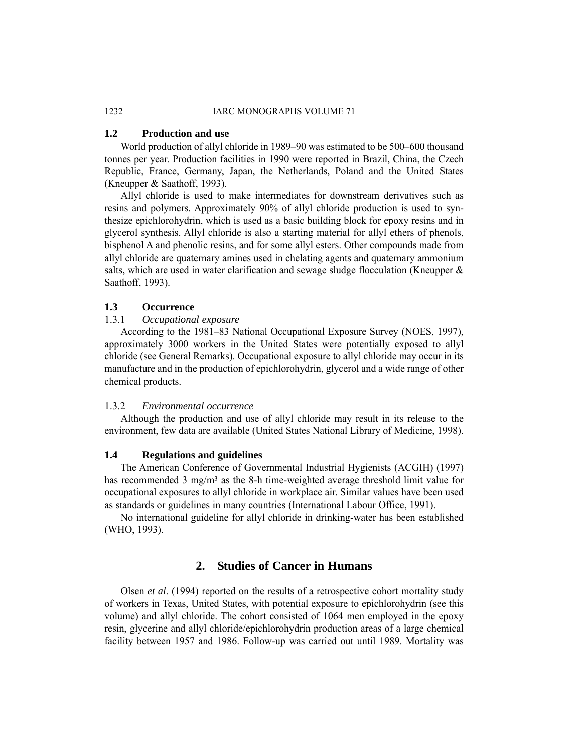### 1.2 Production and use

World production of allyl chloride in 1989–90 was estimated to be 500–600 thousand tonnes per year. Production facilities in 1990 were reported in Brazil, China, the Czech Republic, France, Germany, Japan, the Netherlands, Poland and the United States (Kneupper & Saathoff, 1993).

Allyl chloride is used to make intermediates for downstream derivatives such as resins and polymers. Approximately 90% of allyl chloride production is used to synthesize epichlorohydrin, which is used as a basic building block for epoxy resins and in glycerol synthesis. Allyl chloride is also a starting material for allyl ethers of phenols, bisphenol A and phenolic resins, and for some allyl esters. Other compounds made from allyl chloride are quaternary amines used in chelating agents and quaternary ammonium salts, which are used in water clarification and sewage sludge flocculation (Kneupper & Saathoff, 1993).

### 1.3 Occurrence

#### 1.3.1 *Occupational exposure*

According to the 1981–83 National Occupational Exposure Survey (NOES, 1997), approximately 3000 workers in the United States were potentially exposed to allyl chloride (see General Remarks). Occupational exposure to allyl chloride may occur in its manufacture and in the production of epichlorohydrin, glycerol and a wide range of other chemical products.

#### 1.3.2 *Environmental occurrence*

Although the production and use of allyl chloride may result in its release to the environment, few data are available (United States National Library of Medicine, 1998).

### 1.4 Regulations and guidelines

The American Conference of Governmental Industrial Hygienists (ACGIH) (1997) has recommended 3 mg/m$^3$ as the 8-h time-weighted average threshold limit value for occupational exposures to allyl chloride in workplace air. Similar values have been used as standards or guidelines in many countries (International Labour Office, 1991).

No international guideline for allyl chloride in drinking-water has been established (WHO, 1993).

## 2. Studies of Cancer in Humans

Olsen *et al*. (1994) reported on the results of a retrospective cohort mortality study of workers in Texas, United States, with potential exposure to epichlorohydrin (see this volume) and allyl chloride. The cohort consisted of 1064 men employed in the epoxy resin, glycerine and allyl chloride/epichlorohydrin production areas of a large chemical facility between 1957 and 1986. Follow-up was carried out until 1989. Mortality was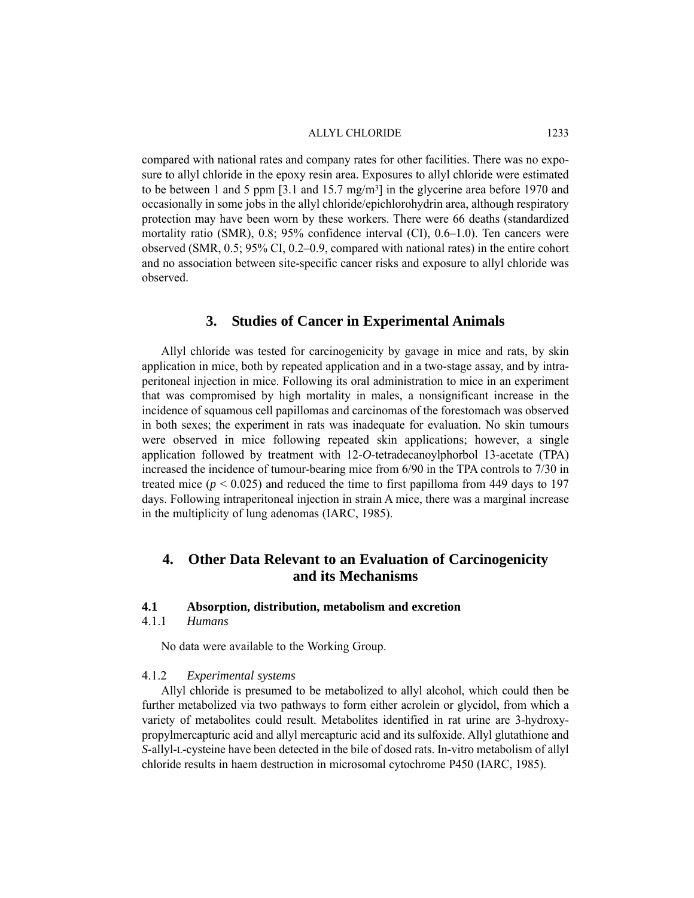compared with national rates and company rates for other facilities. There was no exposure to allyl chloride in the epoxy resin area. Exposures to allyl chloride were estimated to be between 1 and 5 ppm [3.1 and 15.7 mg/m$^3$] in the glycerine area before 1970 and occasionally in some jobs in the allyl chloride/epichlorohydrin area, although respiratory protection may have been worn by these workers. There were 66 deaths (standardized mortality ratio (SMR), 0.8; 95% confidence interval (CI), 0.6–1.0). Ten cancers were observed (SMR, 0.5; 95% CI, 0.2–0.9, compared with national rates) in the entire cohort and no association between site-specific cancer risks and exposure to allyl chloride was observed.

## 3. Studies of Cancer in Experimental Animals

Allyl chloride was tested for carcinogenicity by gavage in mice and rats, by skin application in mice, both by repeated application and in a two-stage assay, and by intraperitoneal injection in mice. Following its oral administration to mice in an experiment that was compromised by high mortality in males, a nonsignificant increase in the incidence of squamous cell papillomas and carcinomas of the forestomach was observed in both sexes; the experiment in rats was inadequate for evaluation. No skin tumours were observed in mice following repeated skin applications; however, a single application followed by treatment with 12-*O*-tetradecanoylphorbol 13-acetate (TPA) increased the incidence of tumour-bearing mice from 6/90 in the TPA controls to 7/30 in treated mice ($p < 0.025$) and reduced the time to first papilloma from 449 days to 197 days. Following intraperitoneal injection in strain A mice, there was a marginal increase in the multiplicity of lung adenomas (IARC, 1985).

## 4. Other Data Relevant to an Evaluation of Carcinogenicity and its Mechanisms

### 4.1 Absorption, distribution, metabolism and excretion

#### 4.1.1 *Humans*

No data were available to the Working Group.

#### 4.1.2 *Experimental systems*

Allyl chloride is presumed to be metabolized to allyl alcohol, which could then be further metabolized via two pathways to form either acrolein or glycidol, from which a variety of metabolites could result. Metabolites identified in rat urine are 3-hydroxypropylmercapturic acid and allyl mercapturic acid and its sulfoxide. Allyl glutathione and *S*-allyl-L-cysteine have been detected in the bile of dosed rats. In-vitro metabolism of allyl chloride results in haem destruction in microsomal cytochrome P450 (IARC, 1985).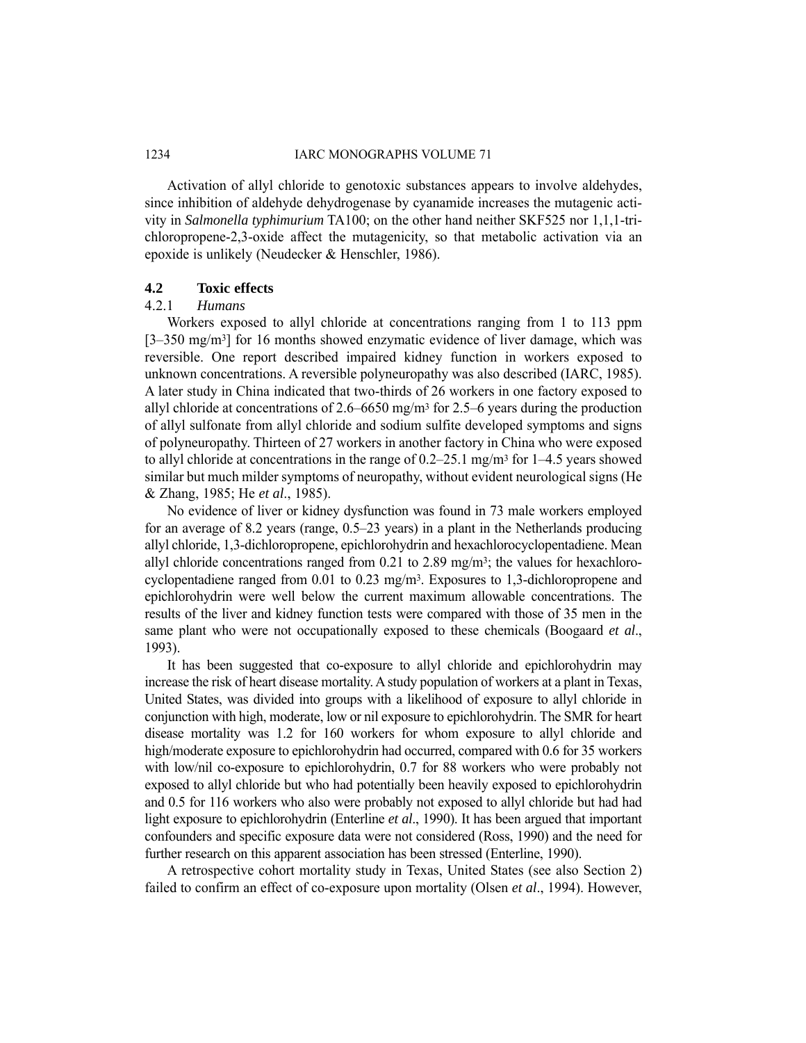Activation of allyl chloride to genotoxic substances appears to involve aldehydes, since inhibition of aldehyde dehydrogenase by cyanamide increases the mutagenic activity in *Salmonella typhimurium* TA100; on the other hand neither SKF525 nor 1,1,1-trichloropropene-2,3-oxide affect the mutagenicity, so that metabolic activation via an epoxide is unlikely (Neudecker & Henschler, 1986).

## 4.2 Toxic effects

### 4.2.1 *Humans*

Workers exposed to allyl chloride at concentrations ranging from 1 to 113 ppm [3–350 mg/m$^3$] for 16 months showed enzymatic evidence of liver damage, which was reversible. One report described impaired kidney function in workers exposed to unknown concentrations. A reversible polyneuropathy was also described (IARC, 1985). A later study in China indicated that two-thirds of 26 workers in one factory exposed to allyl chloride at concentrations of 2.6–6650 mg/m$^3$ for 2.5–6 years during the production of allyl sulfonate from allyl chloride and sodium sulfite developed symptoms and signs of polyneuropathy. Thirteen of 27 workers in another factory in China who were exposed to allyl chloride at concentrations in the range of 0.2–25.1 mg/m$^3$ for 1–4.5 years showed similar but much milder symptoms of neuropathy, without evident neurological signs (He & Zhang, 1985; He *et al*., 1985).

No evidence of liver or kidney dysfunction was found in 73 male workers employed for an average of 8.2 years (range, 0.5–23 years) in a plant in the Netherlands producing allyl chloride, 1,3-dichloropropene, epichlorohydrin and hexachlorocyclopentadiene. Mean allyl chloride concentrations ranged from 0.21 to 2.89 mg/m$^3$; the values for hexachlorocyclopentadiene ranged from 0.01 to 0.23 mg/m$^3$. Exposures to 1,3-dichloropropene and epichlorohydrin were well below the current maximum allowable concentrations. The results of the liver and kidney function tests were compared with those of 35 men in the same plant who were not occupationally exposed to these chemicals (Boogaard *et al*., 1993).

It has been suggested that co-exposure to allyl chloride and epichlorohydrin may increase the risk of heart disease mortality. A study population of workers at a plant in Texas, United States, was divided into groups with a likelihood of exposure to allyl chloride in conjunction with high, moderate, low or nil exposure to epichlorohydrin. The SMR for heart disease mortality was 1.2 for 160 workers for whom exposure to allyl chloride and high/moderate exposure to epichlorohydrin had occurred, compared with 0.6 for 35 workers with low/nil co-exposure to epichlorohydrin, 0.7 for 88 workers who were probably not exposed to allyl chloride but who had potentially been heavily exposed to epichlorohydrin and 0.5 for 116 workers who also were probably not exposed to allyl chloride but had had light exposure to epichlorohydrin (Enterline *et al*., 1990). It has been argued that important confounders and specific exposure data were not considered (Ross, 1990) and the need for further research on this apparent association has been stressed (Enterline, 1990).

A retrospective cohort mortality study in Texas, United States (see also Section 2) failed to confirm an effect of co-exposure upon mortality (Olsen *et al*., 1994). However,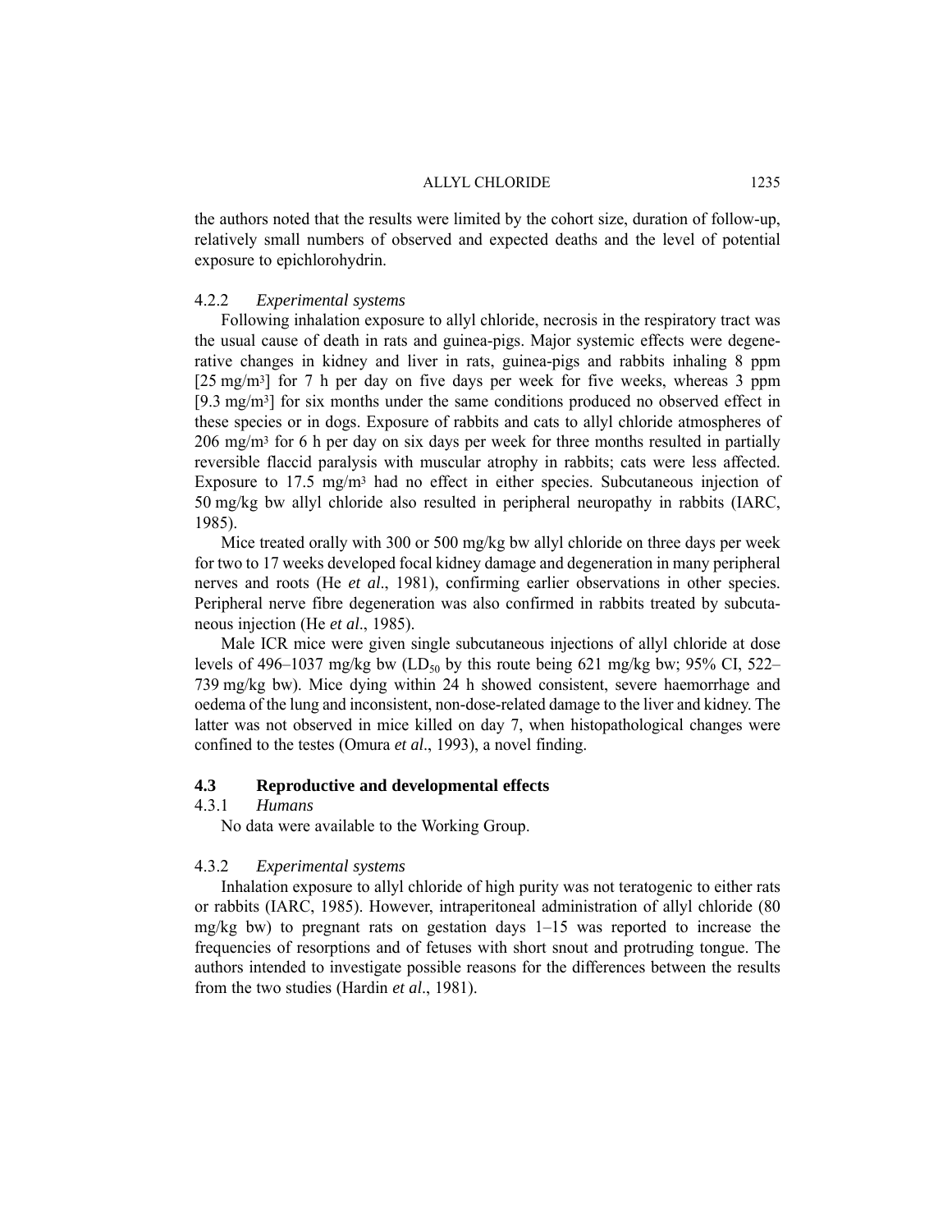the authors noted that the results were limited by the cohort size, duration of follow-up, relatively small numbers of observed and expected deaths and the level of potential exposure to epichlorohydrin.

#### 4.2.2 *Experimental systems*

Following inhalation exposure to allyl chloride, necrosis in the respiratory tract was the usual cause of death in rats and guinea-pigs. Major systemic effects were degenerative changes in kidney and liver in rats, guinea-pigs and rabbits inhaling 8 ppm [25 mg/m$^3$] for 7 h per day on five days per week for five weeks, whereas 3 ppm [9.3 mg/m$^3$] for six months under the same conditions produced no observed effect in these species or in dogs. Exposure of rabbits and cats to allyl chloride atmospheres of 206 mg/m$^3$ for 6 h per day on six days per week for three months resulted in partially reversible flaccid paralysis with muscular atrophy in rabbits; cats were less affected. Exposure to 17.5 mg/m$^3$ had no effect in either species. Subcutaneous injection of 50 mg/kg bw allyl chloride also resulted in peripheral neuropathy in rabbits (IARC, 1985).

Mice treated orally with 300 or 500 mg/kg bw allyl chloride on three days per week for two to 17 weeks developed focal kidney damage and degeneration in many peripheral nerves and roots (He *et al*., 1981), confirming earlier observations in other species. Peripheral nerve fibre degeneration was also confirmed in rabbits treated by subcutaneous injection (He *et al*., 1985).

Male ICR mice were given single subcutaneous injections of allyl chloride at dose levels of 496–1037 mg/kg bw ($LD_{50}$ by this route being 621 mg/kg bw; 95% CI, 522–739 mg/kg bw). Mice dying within 24 h showed consistent, severe haemorrhage and oedema of the lung and inconsistent, non-dose-related damage to the liver and kidney. The latter was not observed in mice killed on day 7, when histopathological changes were confined to the testes (Omura *et al*., 1993), a novel finding.

### 4.3 Reproductive and developmental effects

#### 4.3.1 *Humans*

No data were available to the Working Group.

#### 4.3.2 *Experimental systems*

Inhalation exposure to allyl chloride of high purity was not teratogenic to either rats or rabbits (IARC, 1985). However, intraperitoneal administration of allyl chloride (80 mg/kg bw) to pregnant rats on gestation days 1–15 was reported to increase the frequencies of resorptions and of fetuses with short snout and protruding tongue. The authors intended to investigate possible reasons for the differences between the results from the two studies (Hardin *et al*., 1981).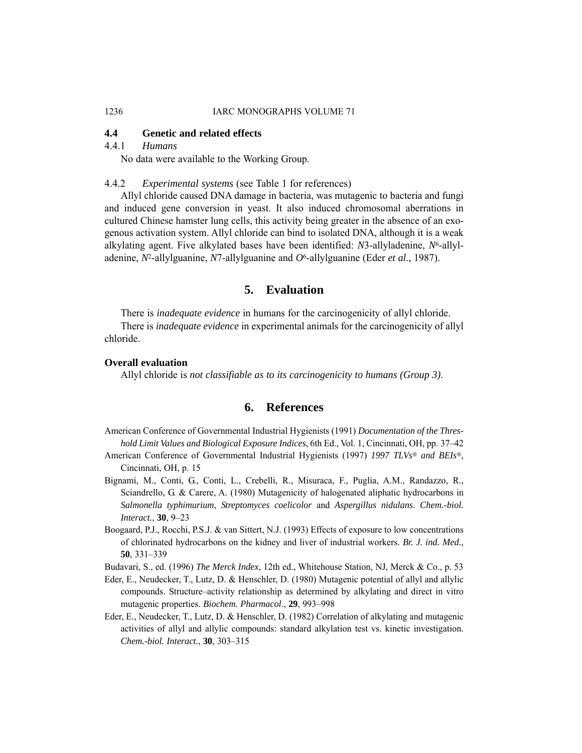### 4.4 Genetic and related effects

#### 4.4.1 *Humans*

No data were available to the Working Group.

#### 4.4.2 *Experimental systems* (see Table 1 for references)

Allyl chloride caused DNA damage in bacteria, was mutagenic to bacteria and fungi and induced gene conversion in yeast. It also induced chromosomal aberrations in cultured Chinese hamster lung cells, this activity being greater in the absence of an exogenous activation system. Allyl chloride can bind to isolated DNA, although it is a weak alkylating agent. Five alkylated bases have been identified: *N*3-allyladenine, $N^6$-allyladenine, $N^2$-allylguanine, *N*7-allylguanine and $O^6$-allylguanine (Eder *et al.*, 1987).

## 5. Evaluation

There is *inadequate evidence* in humans for the carcinogenicity of allyl chloride.

There is *inadequate evidence* in experimental animals for the carcinogenicity of allyl chloride.

**Overall evaluation**

Allyl chloride is *not classifiable as to its carcinogenicity to humans (Group 3)*.

## 6. References

American Conference of Governmental Industrial Hygienists (1991) *Documentation of the Threshold Limit Values and Biological Exposure Indices*, 6th Ed., Vol. 1, Cincinnati, OH, pp. 37–42

American Conference of Governmental Industrial Hygienists (1997) *1997 TLVs® and BEIs®*, Cincinnati, OH, p. 15

Bignami, M., Conti, G., Conti, L., Crebelli, R., Misuraca, F., Puglia, A.M., Randazzo, R., Sciandrello, G. & Carere, A. (1980) Mutagenicity of halogenated aliphatic hydrocarbons in *Salmonella typhimurium*, *Streptomyces coelicolor* and *Aspergillus nidulans*. *Chem.-biol. Interact.*, **30**, 9–23

Boogaard, P.J., Rocchi, P.S.J. & van Sittert, N.J. (1993) Effects of exposure to low concentrations of chlorinated hydrocarbons on the kidney and liver of industrial workers. *Br. J. ind. Med.*, **50**, 331–339

Budavari, S., ed. (1996) *The Merck Index*, 12th ed., Whitehouse Station, NJ, Merck & Co., p. 53

Eder, E., Neudecker, T., Lutz, D. & Henschler, D. (1980) Mutagenic potential of allyl and allylic compounds. Structure–activity relationship as determined by alkylating and direct in vitro mutagenic properties. *Biochem. Pharmacol*., **29**, 993–998

Eder, E., Neudecker, T., Lutz, D. & Henschler, D. (1982) Correlation of alkylating and mutagenic activities of allyl and allylic compounds: standard alkylation test vs. kinetic investigation. *Chem.-biol. Interact.*, **30**, 303–315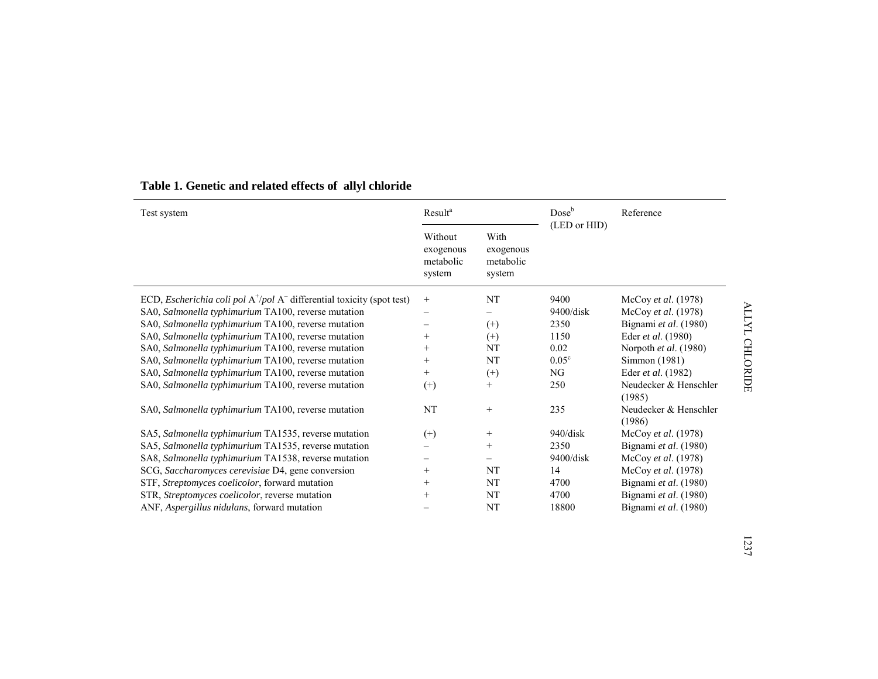**Table 1. Genetic and related effects of allyl chloride**

| Test system | Result[a] | | Dose[b] (LED or HID) | Reference |
|---|---|---|---|---|
| | Without exogenous metabolic system | With exogenous metabolic system | | |
| ECD, *Escherichia coli pol* $A^+$/*pol* $A^-$ differential toxicity (spot test) | + | NT | 9400 | McCoy *et al*. (1978) |
| SA0, *Salmonella typhimurium* TA100, reverse mutation | – | – | 9400/disk | McCoy *et al*. (1978) |
| SA0, *Salmonella typhimurium* TA100, reverse mutation | – | (+) | 2350 | Bignami *et al*. (1980) |
| SA0, *Salmonella typhimurium* TA100, reverse mutation | + | (+) | 1150 | Eder *et al*. (1980) |
| SA0, *Salmonella typhimurium* TA100, reverse mutation | + | NT | 0.02 | Norpoth *et al*. (1980) |
| SA0, *Salmonella typhimurium* TA100, reverse mutation | + | NT | 0.05[c] | Simmon (1981) |
| SA0, *Salmonella typhimurium* TA100, reverse mutation | + | (+) | NG | Eder *et al*. (1982) |
| SA0, *Salmonella typhimurium* TA100, reverse mutation | (+) | + | 250 | Neudecker & Henschler (1985) |
| SA0, *Salmonella typhimurium* TA100, reverse mutation | NT | + | 235 | Neudecker & Henschler (1986) |
| SA5, *Salmonella typhimurium* TA1535, reverse mutation | (+) | + | 940/disk | McCoy *et al*. (1978) |
| SA5, *Salmonella typhimurium* TA1535, reverse mutation | – | + | 2350 | Bignami *et al*. (1980) |
| SA8, *Salmonella typhimurium* TA1538, reverse mutation | – | – | 9400/disk | McCoy *et al*. (1978) |
| SCG, *Saccharomyces cerevisiae* D4, gene conversion | + | NT | 14 | McCoy *et al*. (1978) |
| STF, *Streptomyces coelicolor*, forward mutation | + | NT | 4700 | Bignami *et al*. (1980) |
| STR, *Streptomyces coelicolor*, reverse mutation | + | NT | 4700 | Bignami *et al*. (1980) |
| ANF, *Aspergillus nidulans*, forward mutation | – | NT | 18800 | Bignami *et al*. (1980) |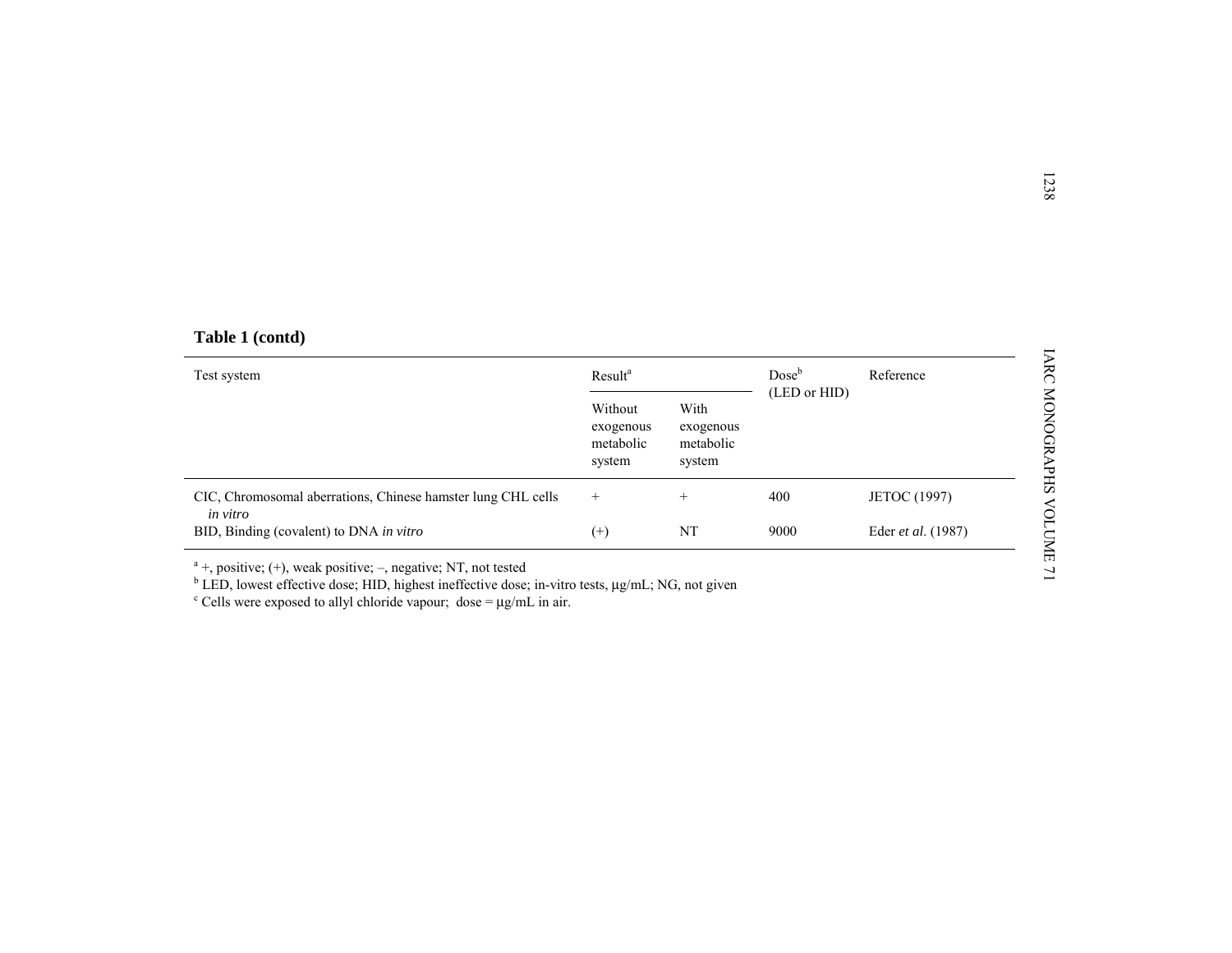**Table 1 (contd)**

| Test system | Result[a] | | Dose[b] (LED or HID) | Reference |
|---|---|---|---|---|
| | Without exogenous metabolic system | With exogenous metabolic system | | |
| CIC, Chromosomal aberrations, Chinese hamster lung CHL cells *in vitro* | + | + | 400 | JETOC (1997) |
| BID, Binding (covalent) to DNA *in vitro* | (+) | NT | 9000 | Eder *et al.* (1987) |

[a] +, positive; (+), weak positive; –, negative; NT, not tested
[b] LED, lowest effective dose; HID, highest ineffective dose; in-vitro tests, μg/mL; NG, not given
[c] Cells were exposed to allyl chloride vapour; dose = μg/mL in air.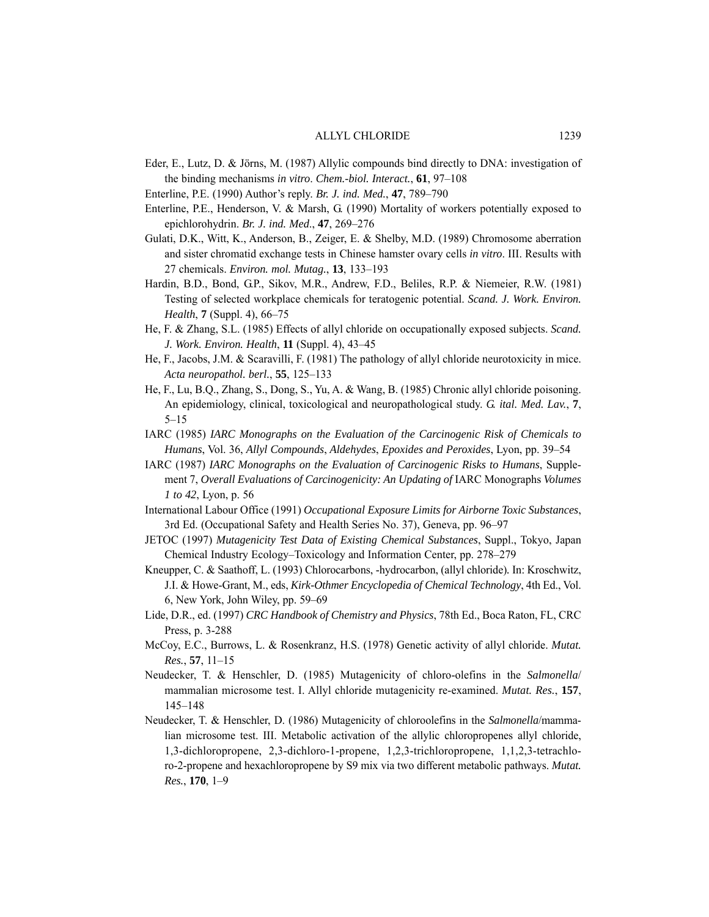Eder, E., Lutz, D. & Jörns, M. (1987) Allylic compounds bind directly to DNA: investigation of the binding mechanisms *in vitro*. *Chem.-biol. Interact.*, **61**, 97–108

Enterline, P.E. (1990) Author's reply. *Br. J. ind. Med.*, **47**, 789–790

Enterline, P.E., Henderson, V. & Marsh, G. (1990) Mortality of workers potentially exposed to epichlorohydrin. *Br. J. ind. Med.*, **47**, 269–276

Gulati, D.K., Witt, K., Anderson, B., Zeiger, E. & Shelby, M.D. (1989) Chromosome aberration and sister chromatid exchange tests in Chinese hamster ovary cells *in vitro*. III. Results with 27 chemicals. *Environ. mol. Mutag.*, **13**, 133–193

Hardin, B.D., Bond, G.P., Sikov, M.R., Andrew, F.D., Beliles, R.P. & Niemeier, R.W. (1981) Testing of selected workplace chemicals for teratogenic potential. *Scand. J. Work. Environ. Health*, **7** (Suppl. 4), 66–75

He, F. & Zhang, S.L. (1985) Effects of allyl chloride on occupationally exposed subjects. *Scand. J. Work. Environ. Health*, **11** (Suppl. 4), 43–45

He, F., Jacobs, J.M. & Scaravilli, F. (1981) The pathology of allyl chloride neurotoxicity in mice. *Acta neuropathol. berl.*, **55**, 125–133

He, F., Lu, B.Q., Zhang, S., Dong, S., Yu, A. & Wang, B. (1985) Chronic allyl chloride poisoning. An epidemiology, clinical, toxicological and neuropathological study. *G. ital. Med. Lav.*, **7**, 5–15

IARC (1985) *IARC Monographs on the Evaluation of the Carcinogenic Risk of Chemicals to Humans*, Vol. 36, *Allyl Compounds, Aldehydes, Epoxides and Peroxides*, Lyon, pp. 39–54

IARC (1987) *IARC Monographs on the Evaluation of Carcinogenic Risks to Humans*, Supplement 7, *Overall Evaluations of Carcinogenicity: An Updating of* IARC Monographs *Volumes 1 to 42*, Lyon, p. 56

International Labour Office (1991) *Occupational Exposure Limits for Airborne Toxic Substances*, 3rd Ed. (Occupational Safety and Health Series No. 37), Geneva, pp. 96–97

JETOC (1997) *Mutagenicity Test Data of Existing Chemical Substances*, Suppl., Tokyo, Japan Chemical Industry Ecology–Toxicology and Information Center, pp. 278–279

Kneupper, C. & Saathoff, L. (1993) Chlorocarbons, -hydrocarbon, (allyl chloride). In: Kroschwitz, J.I. & Howe-Grant, M., eds, *Kirk-Othmer Encyclopedia of Chemical Technology*, 4th Ed., Vol. 6, New York, John Wiley, pp. 59–69

Lide, D.R., ed. (1997) *CRC Handbook of Chemistry and Physics*, 78th Ed., Boca Raton, FL, CRC Press, p. 3-288

McCoy, E.C., Burrows, L. & Rosenkranz, H.S. (1978) Genetic activity of allyl chloride. *Mutat. Res.*, **57**, 11–15

Neudecker, T. & Henschler, D. (1985) Mutagenicity of chloro-olefins in the *Salmonella*/mammalian microsome test. I. Allyl chloride mutagenicity re-examined. *Mutat. Res.*, **157**, 145–148

Neudecker, T. & Henschler, D. (1986) Mutagenicity of chloroolefins in the *Salmonella*/mammalian microsome test. III. Metabolic activation of the allylic chloropropenes allyl chloride, 1,3-dichloropropene, 2,3-dichloro-1-propene, 1,2,3-trichloropropene, 1,1,2,3-tetrachloro-2-propene and hexachloropropene by S9 mix via two different metabolic pathways. *Mutat. Res.*, **170**, 1–9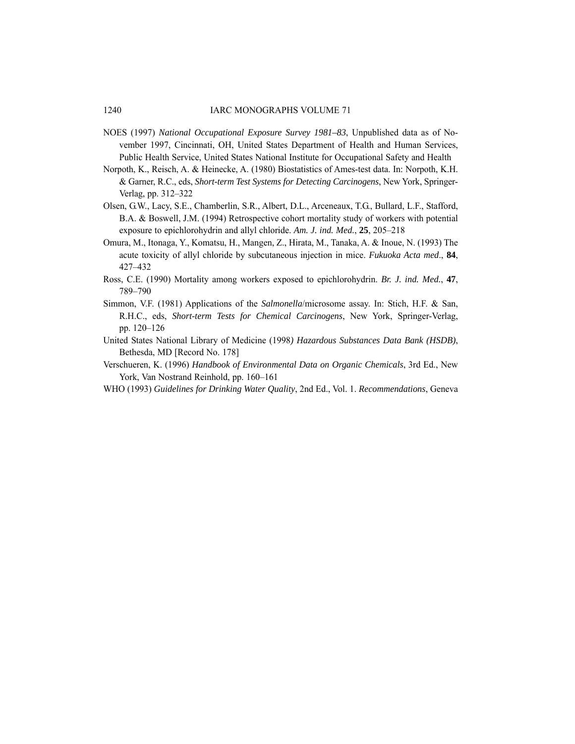NOES (1997) *National Occupational Exposure Survey 1981–83*, Unpublished data as of November 1997, Cincinnati, OH, United States Department of Health and Human Services, Public Health Service, United States National Institute for Occupational Safety and Health

Norpoth, K., Reisch, A. & Heinecke, A. (1980) Biostatistics of Ames-test data. In: Norpoth, K.H. & Garner, R.C., eds, *Short-term Test Systems for Detecting Carcinogens*, New York, Springer-Verlag, pp. 312–322

Olsen, G.W., Lacy, S.E., Chamberlin, S.R., Albert, D.L., Arceneaux, T.G., Bullard, L.F., Stafford, B.A. & Boswell, J.M. (1994) Retrospective cohort mortality study of workers with potential exposure to epichlorohydrin and allyl chloride. *Am. J. ind. Med.*, **25**, 205–218

Omura, M., Itonaga, Y., Komatsu, H., Mangen, Z., Hirata, M., Tanaka, A. & Inoue, N. (1993) The acute toxicity of allyl chloride by subcutaneous injection in mice. *Fukuoka Acta med*., **84**, 427–432

Ross, C.E. (1990) Mortality among workers exposed to epichlorohydrin. *Br. J. ind. Med.*, **47**, 789–790

Simmon, V.F. (1981) Applications of the *Salmonella*/microsome assay. In: Stich, H.F. & San, R.H.C., eds, *Short-term Tests for Chemical Carcinogens*, New York, Springer-Verlag, pp. 120–126

United States National Library of Medicine (1998) *Hazardous Substances Data Bank (HSDB)*, Bethesda, MD [Record No. 178]

Verschueren, K. (1996) *Handbook of Environmental Data on Organic Chemicals*, 3rd Ed., New York, Van Nostrand Reinhold, pp. 160–161

WHO (1993) *Guidelines for Drinking Water Quality*, 2nd Ed., Vol. 1. *Recommendations*, Geneva